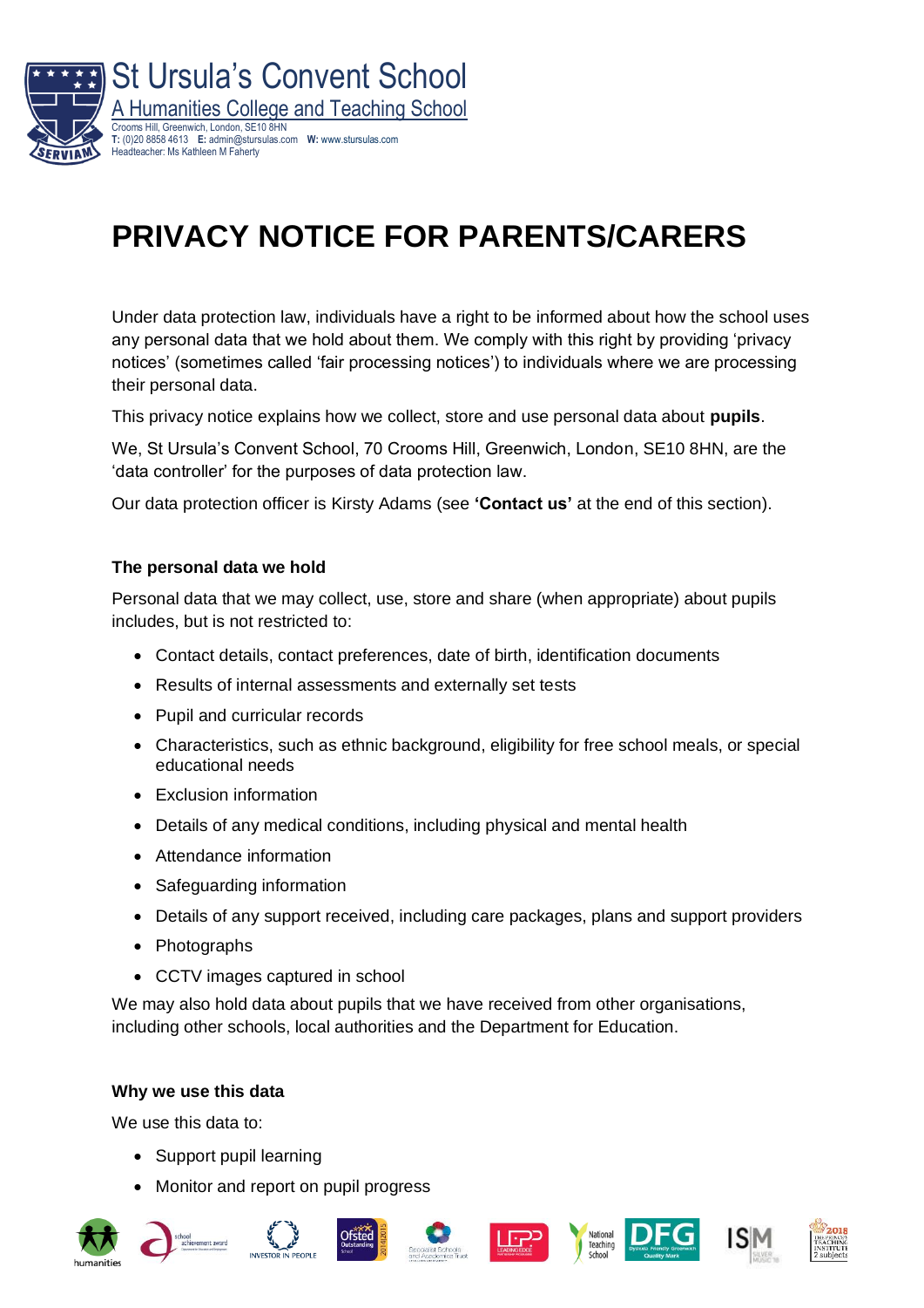St Ursula's Convent School

A Humanities College and Teaching School

Crooms Hill, Greenwich, London, SE10 8HN
T: (0)20 8858 4613 E: admin@stursulas.com W: www.stursulas.com
Headteacher: Ms Kathleen M Faherty

# PRIVACY NOTICE FOR PARENTS/CARERS

Under data protection law, individuals have a right to be informed about how the school uses any personal data that we hold about them. We comply with this right by providing 'privacy notices' (sometimes called 'fair processing notices') to individuals where we are processing their personal data.

This privacy notice explains how we collect, store and use personal data about **pupils**.

We, St Ursula's Convent School, 70 Crooms Hill, Greenwich, London, SE10 8HN, are the 'data controller' for the purposes of data protection law.

Our data protection officer is Kirsty Adams (see **'Contact us'** at the end of this section).

### The personal data we hold

Personal data that we may collect, use, store and share (when appropriate) about pupils includes, but is not restricted to:

- Contact details, contact preferences, date of birth, identification documents
- Results of internal assessments and externally set tests
- Pupil and curricular records
- Characteristics, such as ethnic background, eligibility for free school meals, or special educational needs
- Exclusion information
- Details of any medical conditions, including physical and mental health
- Attendance information
- Safeguarding information
- Details of any support received, including care packages, plans and support providers
- Photographs
- CCTV images captured in school

We may also hold data about pupils that we have received from other organisations, including other schools, local authorities and the Department for Education.

### Why we use this data

We use this data to:

- Support pupil learning
- Monitor and report on pupil progress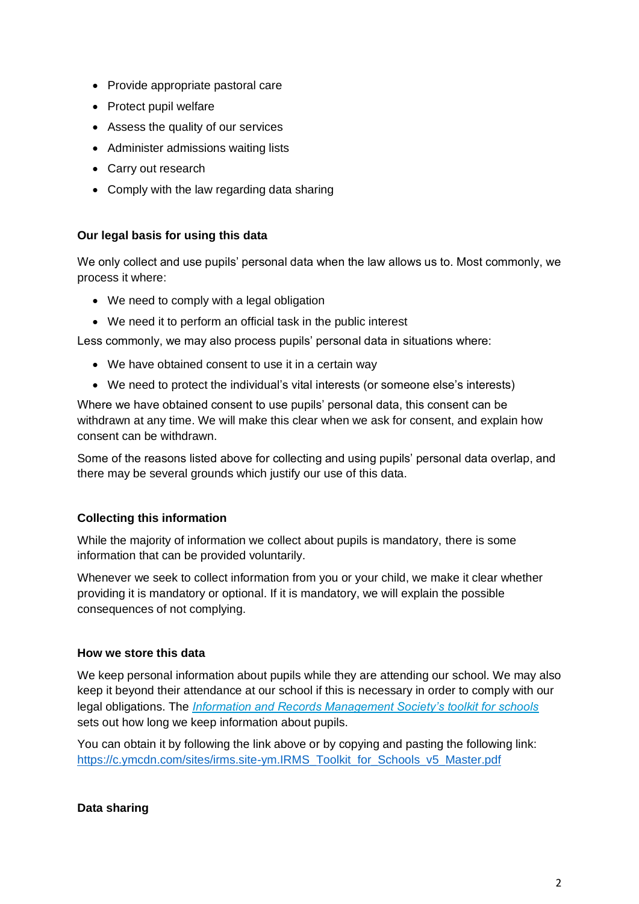- Provide appropriate pastoral care
- Protect pupil welfare
- Assess the quality of our services
- Administer admissions waiting lists
- Carry out research
- Comply with the law regarding data sharing

**Our legal basis for using this data**

We only collect and use pupils' personal data when the law allows us to. Most commonly, we process it where:

- We need to comply with a legal obligation
- We need it to perform an official task in the public interest

Less commonly, we may also process pupils' personal data in situations where:

- We have obtained consent to use it in a certain way
- We need to protect the individual's vital interests (or someone else's interests)

Where we have obtained consent to use pupils' personal data, this consent can be withdrawn at any time. We will make this clear when we ask for consent, and explain how consent can be withdrawn.

Some of the reasons listed above for collecting and using pupils' personal data overlap, and there may be several grounds which justify our use of this data.

**Collecting this information**

While the majority of information we collect about pupils is mandatory, there is some information that can be provided voluntarily.

Whenever we seek to collect information from you or your child, we make it clear whether providing it is mandatory or optional. If it is mandatory, we will explain the possible consequences of not complying.

**How we store this data**

We keep personal information about pupils while they are attending our school. We may also keep it beyond their attendance at our school if this is necessary in order to comply with our legal obligations. The *Information and Records Management Society's toolkit for schools* sets out how long we keep information about pupils.

You can obtain it by following the link above or by copying and pasting the following link: https://c.ymcdn.com/sites/irms.site-ym.IRMS_Toolkit_for_Schools_v5_Master.pdf

**Data sharing**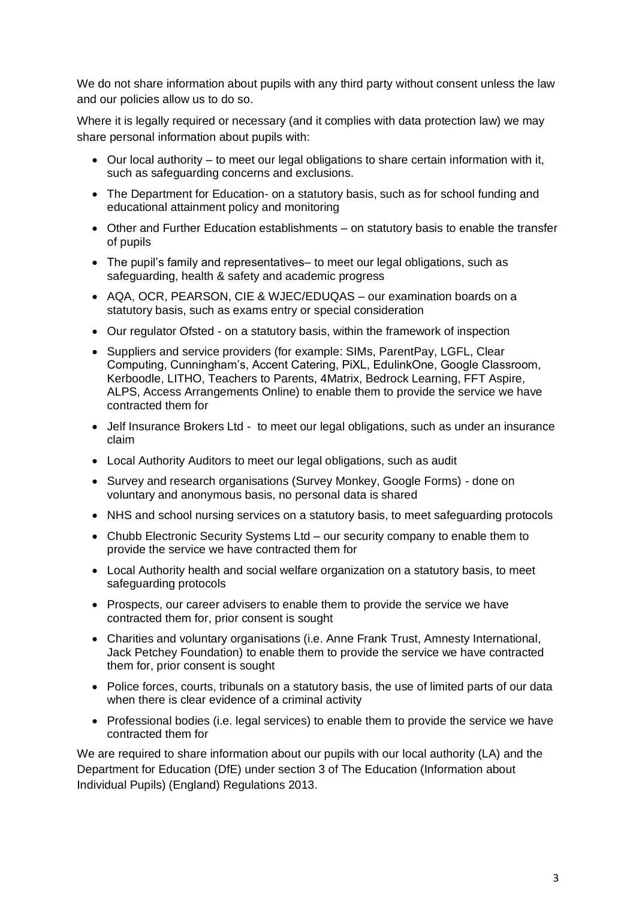We do not share information about pupils with any third party without consent unless the law and our policies allow us to do so.

Where it is legally required or necessary (and it complies with data protection law) we may share personal information about pupils with:

- Our local authority – to meet our legal obligations to share certain information with it, such as safeguarding concerns and exclusions.
- The Department for Education- on a statutory basis, such as for school funding and educational attainment policy and monitoring
- Other and Further Education establishments – on statutory basis to enable the transfer of pupils
- The pupil's family and representatives– to meet our legal obligations, such as safeguarding, health & safety and academic progress
- AQA, OCR, PEARSON, CIE & WJEC/EDUQAS – our examination boards on a statutory basis, such as exams entry or special consideration
- Our regulator Ofsted - on a statutory basis, within the framework of inspection
- Suppliers and service providers (for example: SIMs, ParentPay, LGFL, Clear Computing, Cunningham's, Accent Catering, PiXL, EdulinkOne, Google Classroom, Kerboodle, LITHO, Teachers to Parents, 4Matrix, Bedrock Learning, FFT Aspire, ALPS, Access Arrangements Online) to enable them to provide the service we have contracted them for
- Jelf Insurance Brokers Ltd - to meet our legal obligations, such as under an insurance claim
- Local Authority Auditors to meet our legal obligations, such as audit
- Survey and research organisations (Survey Monkey, Google Forms) - done on voluntary and anonymous basis, no personal data is shared
- NHS and school nursing services on a statutory basis, to meet safeguarding protocols
- Chubb Electronic Security Systems Ltd – our security company to enable them to provide the service we have contracted them for
- Local Authority health and social welfare organization on a statutory basis, to meet safeguarding protocols
- Prospects, our career advisers to enable them to provide the service we have contracted them for, prior consent is sought
- Charities and voluntary organisations (i.e. Anne Frank Trust, Amnesty International, Jack Petchey Foundation) to enable them to provide the service we have contracted them for, prior consent is sought
- Police forces, courts, tribunals on a statutory basis, the use of limited parts of our data when there is clear evidence of a criminal activity
- Professional bodies (i.e. legal services) to enable them to provide the service we have contracted them for

We are required to share information about our pupils with our local authority (LA) and the Department for Education (DfE) under section 3 of The Education (Information about Individual Pupils) (England) Regulations 2013.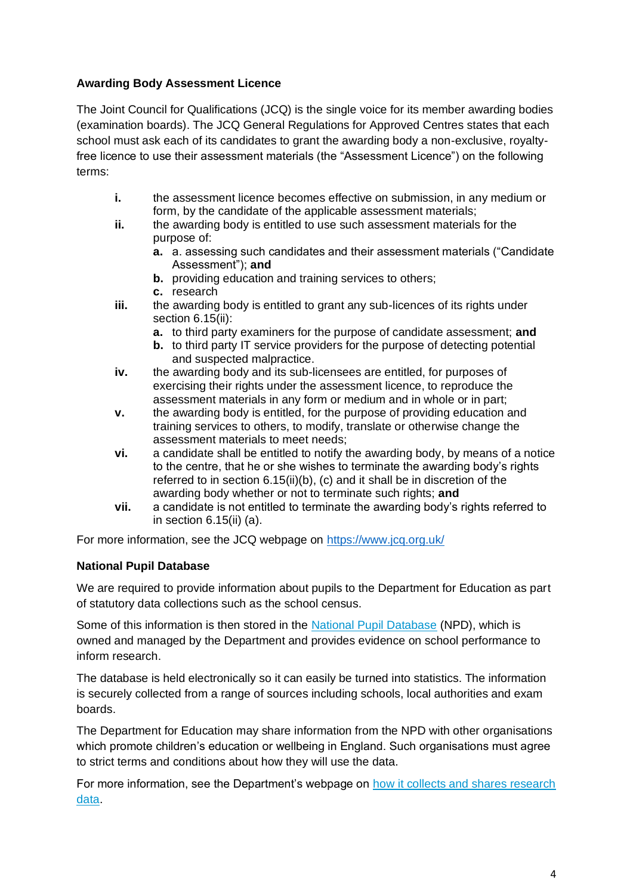### Awarding Body Assessment Licence

The Joint Council for Qualifications (JCQ) is the single voice for its member awarding bodies (examination boards). The JCQ General Regulations for Approved Centres states that each school must ask each of its candidates to grant the awarding body a non-exclusive, royalty-free licence to use their assessment materials (the "Assessment Licence") on the following terms:

- **i.** the assessment licence becomes effective on submission, in any medium or form, by the candidate of the applicable assessment materials;
- **ii.** the awarding body is entitled to use such assessment materials for the purpose of:
  - **a.** a. assessing such candidates and their assessment materials ("Candidate Assessment"); **and**
  - **b.** providing education and training services to others;
  - **c.** research
- **iii.** the awarding body is entitled to grant any sub-licences of its rights under section 6.15(ii):
  - **a.** to third party examiners for the purpose of candidate assessment; **and**
  - **b.** to third party IT service providers for the purpose of detecting potential and suspected malpractice.
- **iv.** the awarding body and its sub-licensees are entitled, for purposes of exercising their rights under the assessment licence, to reproduce the assessment materials in any form or medium and in whole or in part;
- **v.** the awarding body is entitled, for the purpose of providing education and training services to others, to modify, translate or otherwise change the assessment materials to meet needs;
- **vi.** a candidate shall be entitled to notify the awarding body, by means of a notice to the centre, that he or she wishes to terminate the awarding body's rights referred to in section 6.15(ii)(b), (c) and it shall be in discretion of the awarding body whether or not to terminate such rights; **and**
- **vii.** a candidate is not entitled to terminate the awarding body's rights referred to in section 6.15(ii) (a).

For more information, see the JCQ webpage on [https://www.jcq.org.uk/](https://www.jcq.org.uk/)

### National Pupil Database

We are required to provide information about pupils to the Department for Education as part of statutory data collections such as the school census.

Some of this information is then stored in the [National Pupil Database](#) (NPD), which is owned and managed by the Department and provides evidence on school performance to inform research.

The database is held electronically so it can easily be turned into statistics. The information is securely collected from a range of sources including schools, local authorities and exam boards.

The Department for Education may share information from the NPD with other organisations which promote children's education or wellbeing in England. Such organisations must agree to strict terms and conditions about how they will use the data.

For more information, see the Department's webpage on [how it collects and shares research data](#).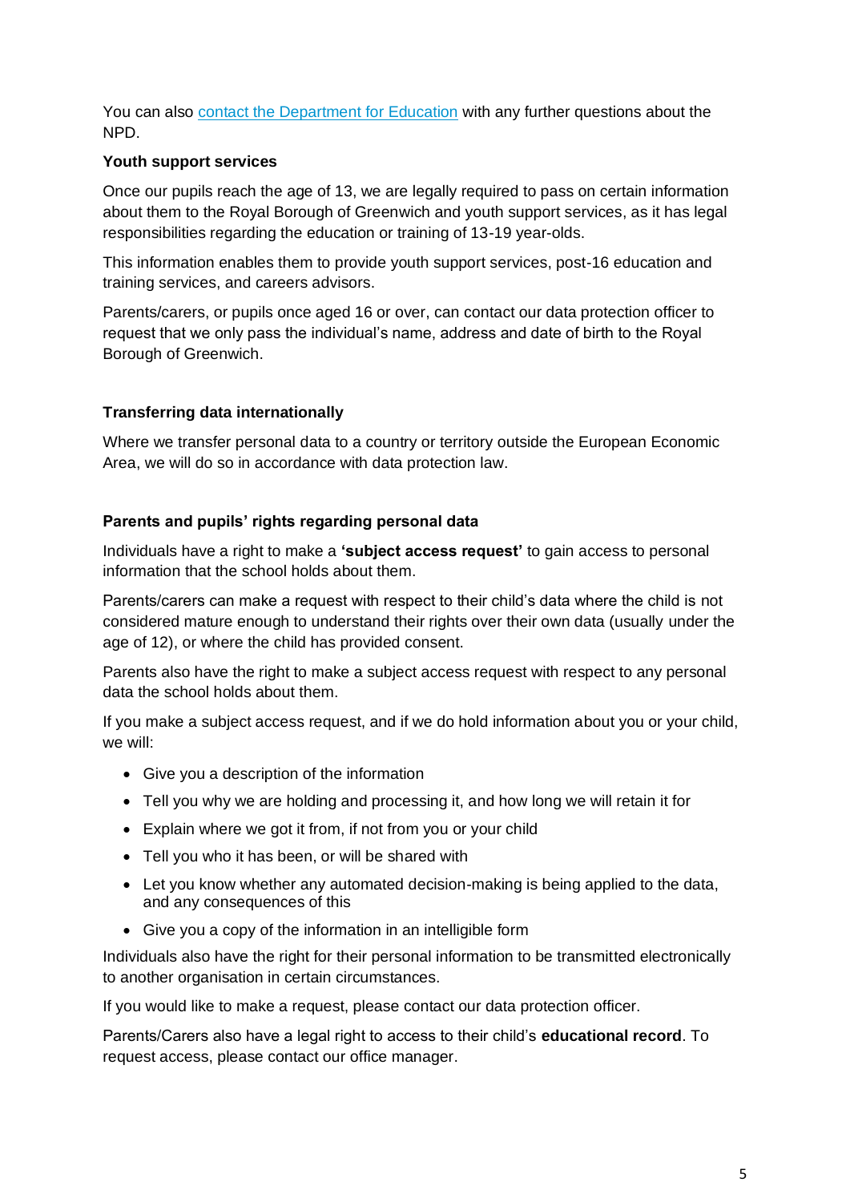You can also [contact the Department for Education](https://www.gov.uk/contact-dfe) with any further questions about the NPD.

**Youth support services**

Once our pupils reach the age of 13, we are legally required to pass on certain information about them to the Royal Borough of Greenwich and youth support services, as it has legal responsibilities regarding the education or training of 13-19 year-olds.

This information enables them to provide youth support services, post-16 education and training services, and careers advisors.

Parents/carers, or pupils once aged 16 or over, can contact our data protection officer to request that we only pass the individual's name, address and date of birth to the Royal Borough of Greenwich.

**Transferring data internationally**

Where we transfer personal data to a country or territory outside the European Economic Area, we will do so in accordance with data protection law.

**Parents and pupils' rights regarding personal data**

Individuals have a right to make a **'subject access request'** to gain access to personal information that the school holds about them.

Parents/carers can make a request with respect to their child's data where the child is not considered mature enough to understand their rights over their own data (usually under the age of 12), or where the child has provided consent.

Parents also have the right to make a subject access request with respect to any personal data the school holds about them.

If you make a subject access request, and if we do hold information about you or your child, we will:

- Give you a description of the information
- Tell you why we are holding and processing it, and how long we will retain it for
- Explain where we got it from, if not from you or your child
- Tell you who it has been, or will be shared with
- Let you know whether any automated decision-making is being applied to the data, and any consequences of this
- Give you a copy of the information in an intelligible form

Individuals also have the right for their personal information to be transmitted electronically to another organisation in certain circumstances.

If you would like to make a request, please contact our data protection officer.

Parents/Carers also have a legal right to access to their child's **educational record**. To request access, please contact our office manager.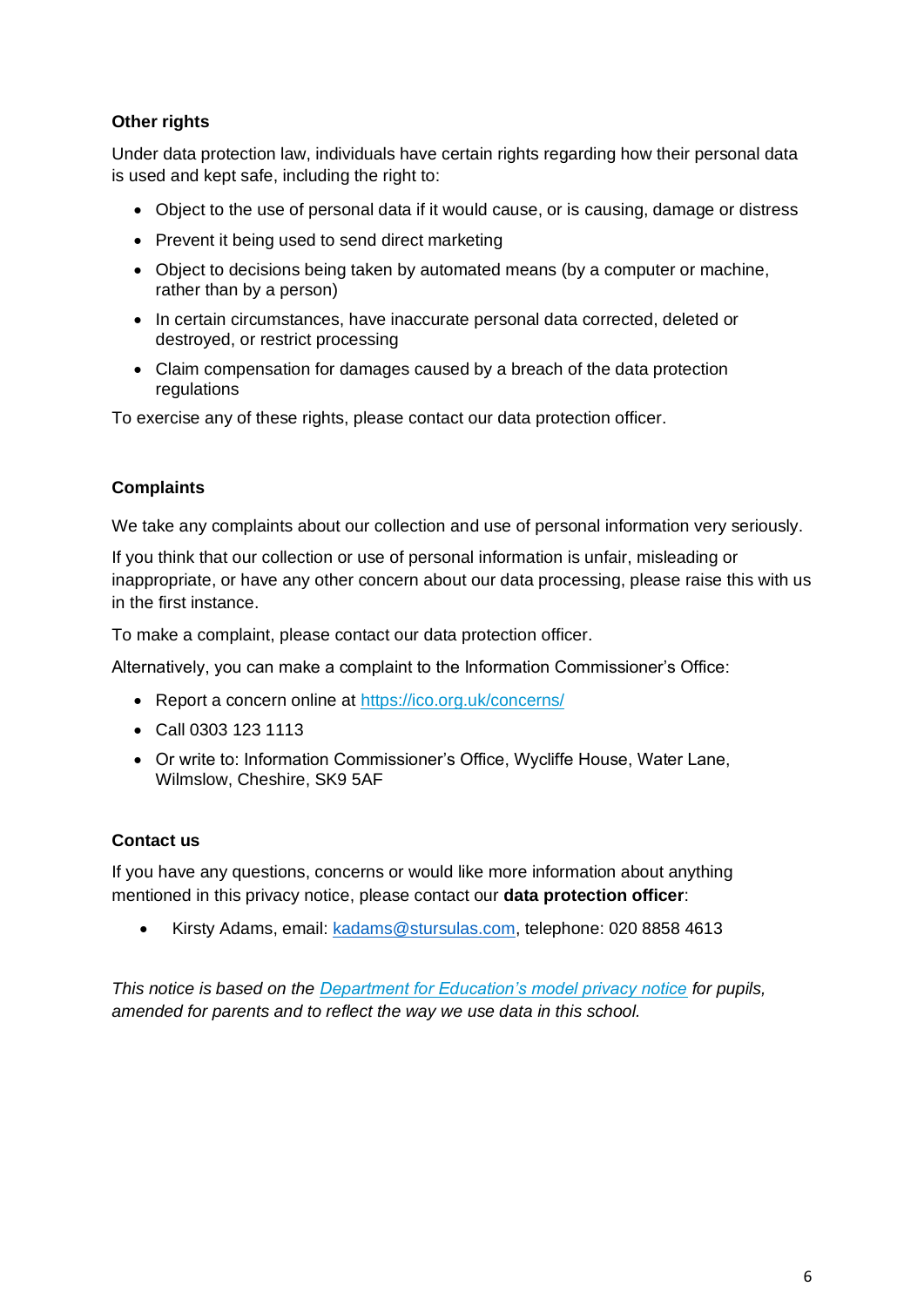### Other rights

Under data protection law, individuals have certain rights regarding how their personal data is used and kept safe, including the right to:

- Object to the use of personal data if it would cause, or is causing, damage or distress
- Prevent it being used to send direct marketing
- Object to decisions being taken by automated means (by a computer or machine, rather than by a person)
- In certain circumstances, have inaccurate personal data corrected, deleted or destroyed, or restrict processing
- Claim compensation for damages caused by a breach of the data protection regulations

To exercise any of these rights, please contact our data protection officer.

### Complaints

We take any complaints about our collection and use of personal information very seriously.

If you think that our collection or use of personal information is unfair, misleading or inappropriate, or have any other concern about our data processing, please raise this with us in the first instance.

To make a complaint, please contact our data protection officer.

Alternatively, you can make a complaint to the Information Commissioner's Office:

- Report a concern online at [https://ico.org.uk/concerns/](https://ico.org.uk/concerns/)
- Call 0303 123 1113
- Or write to: Information Commissioner's Office, Wycliffe House, Water Lane, Wilmslow, Cheshire, SK9 5AF

### Contact us

If you have any questions, concerns or would like more information about anything mentioned in this privacy notice, please contact our **data protection officer**:

- Kirsty Adams, email: [kadams@stursulas.com](mailto:kadams@stursulas.com), telephone: 020 8858 4613

*This notice is based on the [Department for Education's model privacy notice](#) for pupils, amended for parents and to reflect the way we use data in this school.*